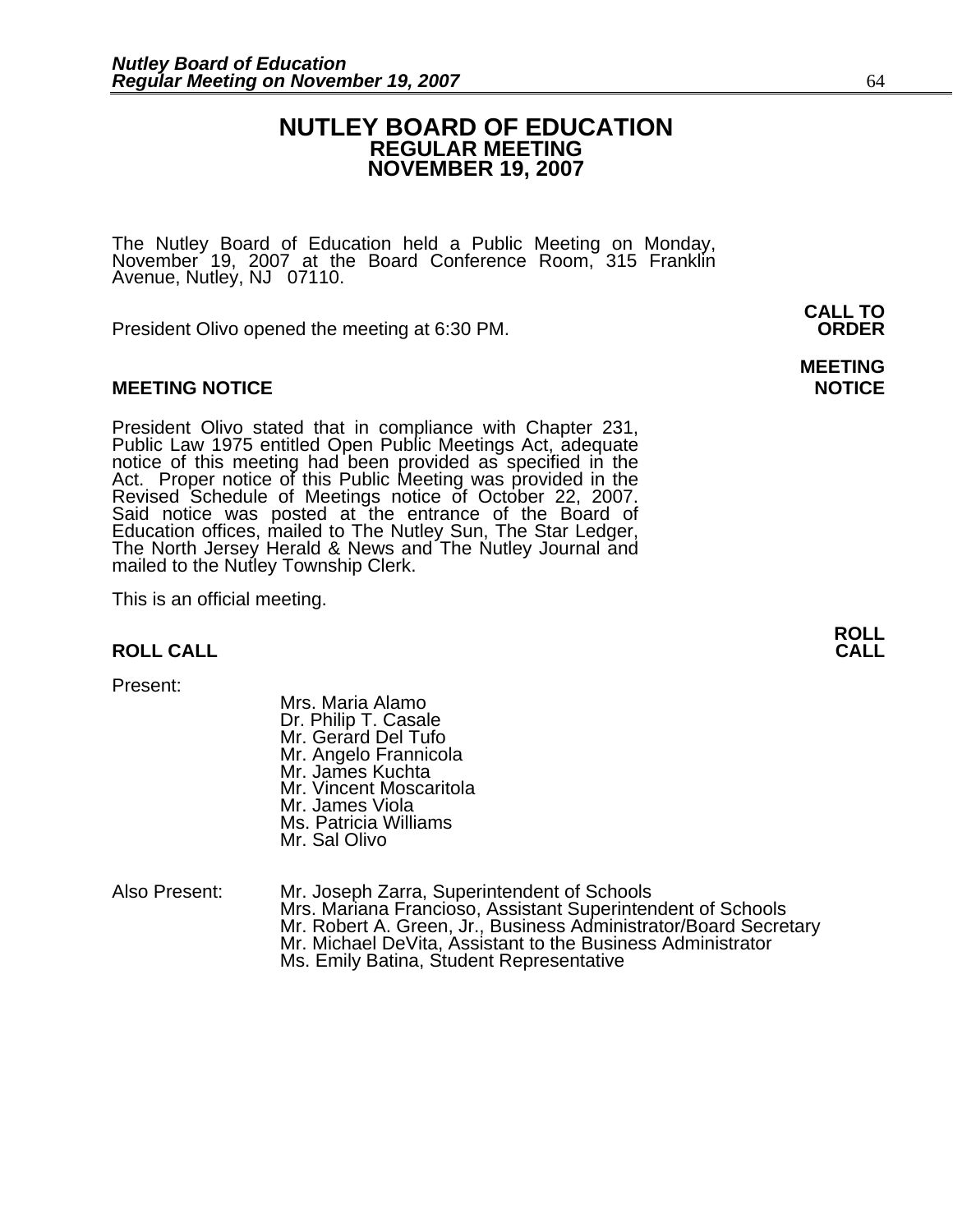# NUTLEY BOARD OF EDUCATION
## REGULAR MEETING
## NOVEMBER 19, 2007

The Nutley Board of Education held a Public Meeting on Monday, November 19, 2007 at the Board Conference Room, 315 Franklin Avenue, Nutley, NJ 07110.

**CALL TO ORDER**

President Olivo opened the meeting at 6:30 PM.

**MEETING NOTICE**

### MEETING NOTICE

President Olivo stated that in compliance with Chapter 231, Public Law 1975 entitled Open Public Meetings Act, adequate notice of this meeting had been provided as specified in the Act. Proper notice of this Public Meeting was provided in the Revised Schedule of Meetings notice of October 22, 2007. Said notice was posted at the entrance of the Board of Education offices, mailed to The Nutley Sun, The Star Ledger, The North Jersey Herald & News and The Nutley Journal and mailed to the Nutley Township Clerk.

This is an official meeting.

**ROLL CALL**

### ROLL CALL

Present:

Mrs. Maria Alamo
Dr. Philip T. Casale
Mr. Gerard Del Tufo
Mr. Angelo Frannicola
Mr. James Kuchta
Mr. Vincent Moscaritola
Mr. James Viola
Ms. Patricia Williams
Mr. Sal Olivo

Also Present:

Mr. Joseph Zarra, Superintendent of Schools
Mrs. Mariana Francioso, Assistant Superintendent of Schools
Mr. Robert A. Green, Jr., Business Administrator/Board Secretary
Mr. Michael DeVita, Assistant to the Business Administrator
Ms. Emily Batina, Student Representative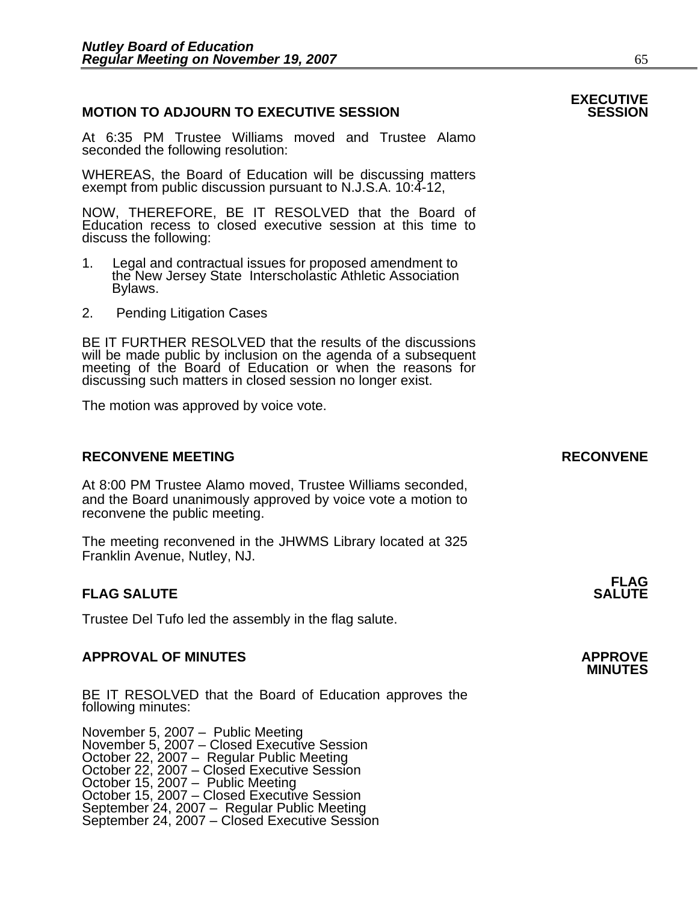## MOTION TO ADJOURN TO EXECUTIVE SESSION

**EXECUTIVE SESSION**

At 6:35 PM Trustee Williams moved and Trustee Alamo seconded the following resolution:

WHEREAS, the Board of Education will be discussing matters exempt from public discussion pursuant to N.J.S.A. 10:4-12,

NOW, THEREFORE, BE IT RESOLVED that the Board of Education recess to closed executive session at this time to discuss the following:

1. Legal and contractual issues for proposed amendment to the New Jersey State Interscholastic Athletic Association Bylaws.
2. Pending Litigation Cases

BE IT FURTHER RESOLVED that the results of the discussions will be made public by inclusion on the agenda of a subsequent meeting of the Board of Education or when the reasons for discussing such matters in closed session no longer exist.

The motion was approved by voice vote.

## RECONVENE MEETING

**RECONVENE**

At 8:00 PM Trustee Alamo moved, Trustee Williams seconded, and the Board unanimously approved by voice vote a motion to reconvene the public meeting.

The meeting reconvened in the JHWMS Library located at 325 Franklin Avenue, Nutley, NJ.

## FLAG SALUTE

**FLAG SALUTE**

Trustee Del Tufo led the assembly in the flag salute.

## APPROVAL OF MINUTES

**APPROVE MINUTES**

BE IT RESOLVED that the Board of Education approves the following minutes:

November 5, 2007 – Public Meeting
November 5, 2007 – Closed Executive Session
October 22, 2007 – Regular Public Meeting
October 22, 2007 – Closed Executive Session
October 15, 2007 – Public Meeting
October 15, 2007 – Closed Executive Session
September 24, 2007 – Regular Public Meeting
September 24, 2007 – Closed Executive Session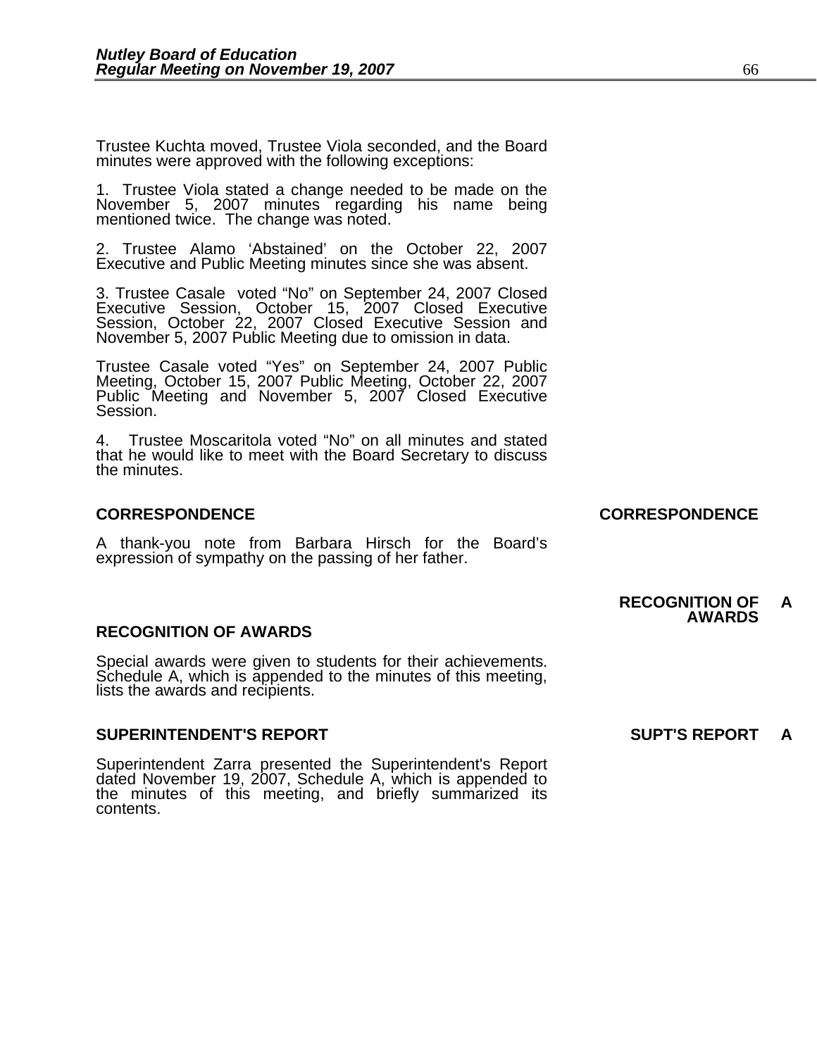Trustee Kuchta moved, Trustee Viola seconded, and the Board minutes were approved with the following exceptions:

1. Trustee Viola stated a change needed to be made on the November 5, 2007 minutes regarding his name being mentioned twice. The change was noted.

2. Trustee Alamo 'Abstained' on the October 22, 2007 Executive and Public Meeting minutes since she was absent.

3. Trustee Casale voted "No" on September 24, 2007 Closed Executive Session, October 15, 2007 Closed Executive Session, October 22, 2007 Closed Executive Session and November 5, 2007 Public Meeting due to omission in data.

Trustee Casale voted "Yes" on September 24, 2007 Public Meeting, October 15, 2007 Public Meeting, October 22, 2007 Public Meeting and November 5, 2007 Closed Executive Session.

4. Trustee Moscaritola voted "No" on all minutes and stated that he would like to meet with the Board Secretary to discuss the minutes.

**CORRESPONDENCE** **CORRESPONDENCE**

A thank-you note from Barbara Hirsch for the Board's expression of sympathy on the passing of her father.

**RECOGNITION OF AWARDS** **RECOGNITION OF AWARDS A**

Special awards were given to students for their achievements. Schedule A, which is appended to the minutes of this meeting, lists the awards and recipients.

**SUPERINTENDENT'S REPORT** **SUPT'S REPORT A**

Superintendent Zarra presented the Superintendent's Report dated November 19, 2007, Schedule A, which is appended to the minutes of this meeting, and briefly summarized its contents.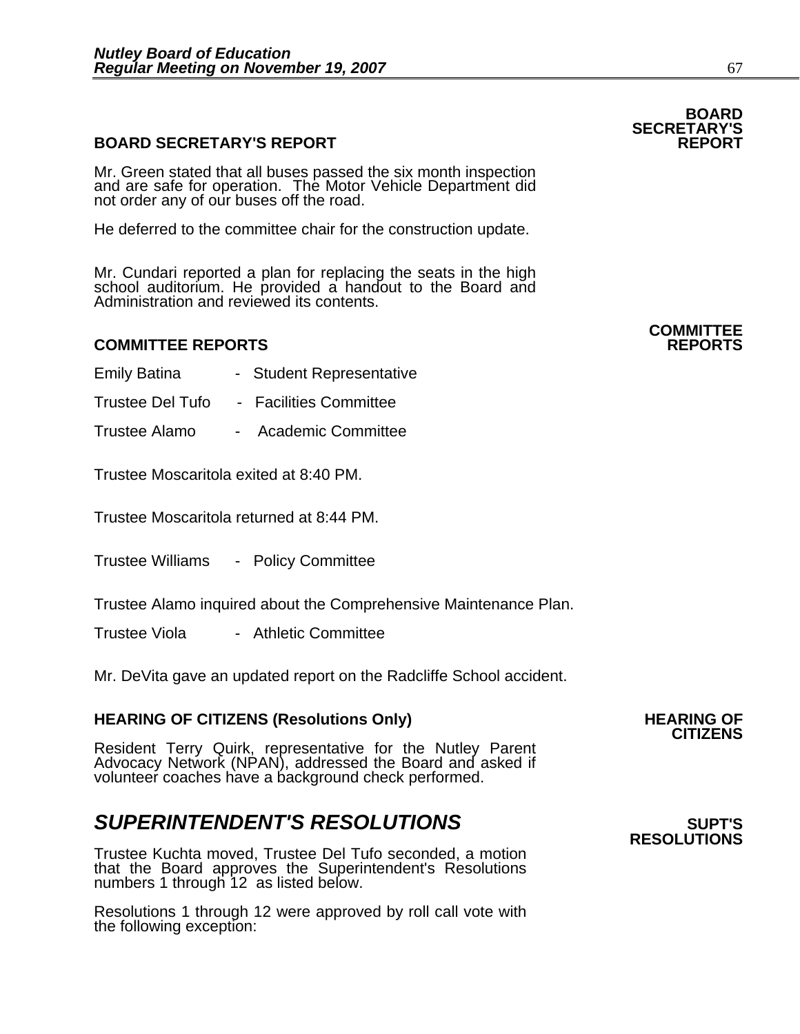## BOARD SECRETARY'S REPORT

**BOARD SECRETARY'S REPORT**

Mr. Green stated that all buses passed the six month inspection and are safe for operation. The Motor Vehicle Department did not order any of our buses off the road.

He deferred to the committee chair for the construction update.

Mr. Cundari reported a plan for replacing the seats in the high school auditorium. He provided a handout to the Board and Administration and reviewed its contents.

## COMMITTEE REPORTS

**COMMITTEE REPORTS**

Emily Batina - Student Representative

Trustee Del Tufo - Facilities Committee

Trustee Alamo - Academic Committee

Trustee Moscaritola exited at 8:40 PM.

Trustee Moscaritola returned at 8:44 PM.

Trustee Williams - Policy Committee

Trustee Alamo inquired about the Comprehensive Maintenance Plan.

Trustee Viola - Athletic Committee

Mr. DeVita gave an updated report on the Radcliffe School accident.

## HEARING OF CITIZENS (Resolutions Only)

**HEARING OF CITIZENS**

Resident Terry Quirk, representative for the Nutley Parent Advocacy Network (NPAN), addressed the Board and asked if volunteer coaches have a background check performed.

## *SUPERINTENDENT'S RESOLUTIONS*

**SUPT'S RESOLUTIONS**

Trustee Kuchta moved, Trustee Del Tufo seconded, a motion that the Board approves the Superintendent's Resolutions numbers 1 through 12 as listed below.

Resolutions 1 through 12 were approved by roll call vote with the following exception: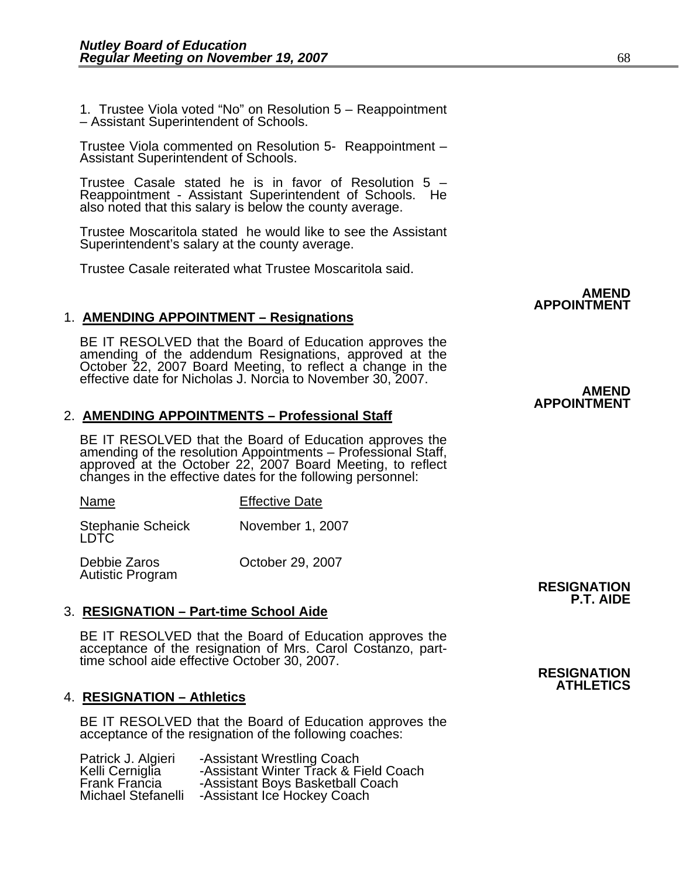1. Trustee Viola voted “No” on Resolution 5 – Reappointment – Assistant Superintendent of Schools.

Trustee Viola commented on Resolution 5- Reappointment – Assistant Superintendent of Schools.

Trustee Casale stated he is in favor of Resolution 5 – Reappointment - Assistant Superintendent of Schools. He also noted that this salary is below the county average.

Trustee Moscaritola stated he would like to see the Assistant Superintendent’s salary at the county average.

Trustee Casale reiterated what Trustee Moscaritola said.

**AMEND APPOINTMENT**

1. **AMENDING APPOINTMENT – Resignations**

   BE IT RESOLVED that the Board of Education approves the amending of the addendum Resignations, approved at the October 22, 2007 Board Meeting, to reflect a change in the effective date for Nicholas J. Norcia to November 30, 2007.

**AMEND APPOINTMENT**

2. **AMENDING APPOINTMENTS – Professional Staff**

   BE IT RESOLVED that the Board of Education approves the amending of the resolution Appointments – Professional Staff, approved at the October 22, 2007 Board Meeting, to reflect changes in the effective dates for the following personnel:

   | Name | Effective Date |
   |---|---|
   | Stephanie Scheick LDTC | November 1, 2007 |
   | Debbie Zaros Autistic Program | October 29, 2007 |

**RESIGNATION P.T. AIDE**

3. **RESIGNATION – Part-time School Aide**

   BE IT RESOLVED that the Board of Education approves the acceptance of the resignation of Mrs. Carol Costanzo, part-time school aide effective October 30, 2007.

**RESIGNATION ATHLETICS**

4. **RESIGNATION – Athletics**

   BE IT RESOLVED that the Board of Education approves the acceptance of the resignation of the following coaches:

   Patrick J. Algieri -Assistant Wrestling Coach
   Kelli Cerniglia -Assistant Winter Track & Field Coach
   Frank Francia -Assistant Boys Basketball Coach
   Michael Stefanelli -Assistant Ice Hockey Coach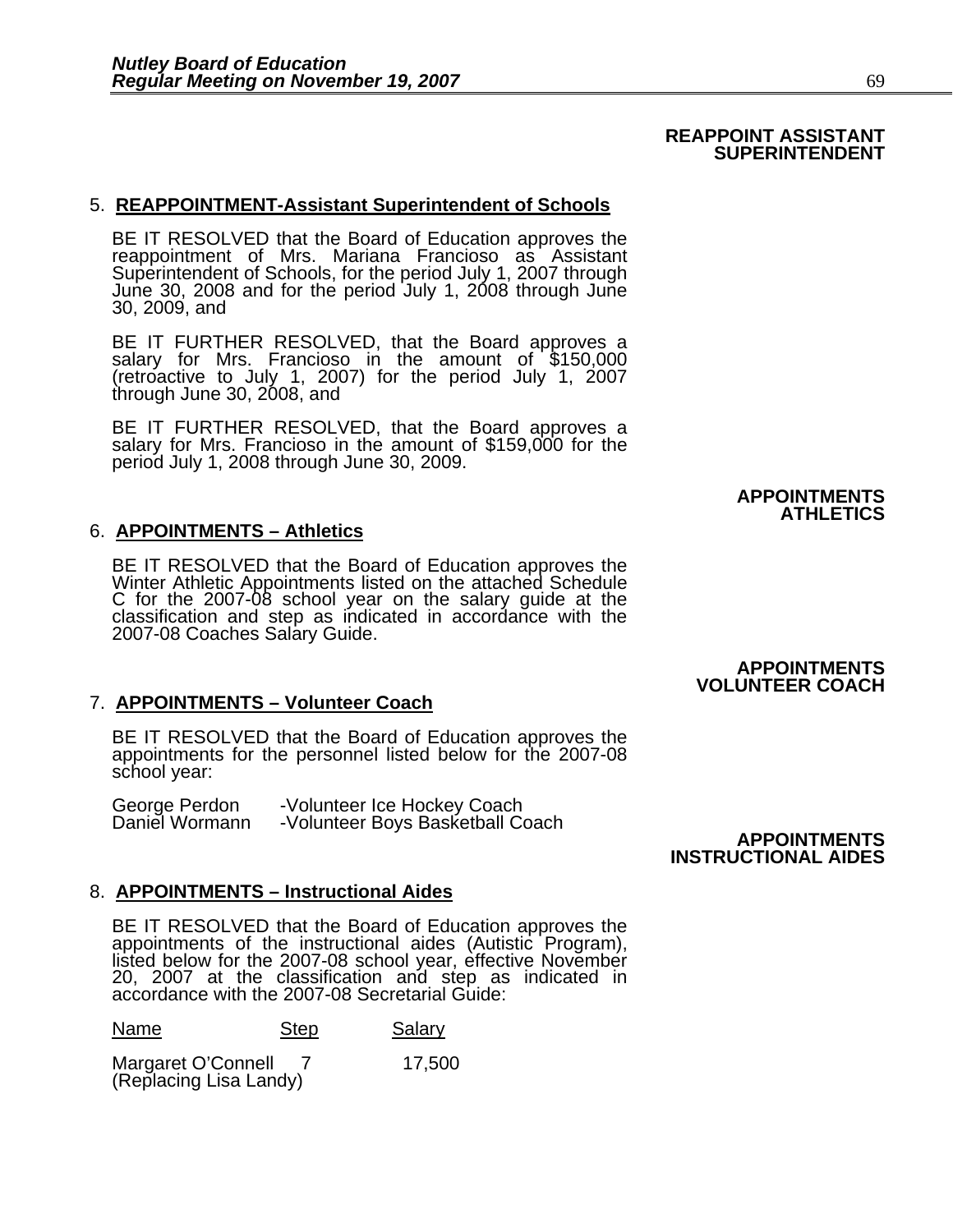**REAPPOINT ASSISTANT SUPERINTENDENT**

5. **REAPPOINTMENT-Assistant Superintendent of Schools**

BE IT RESOLVED that the Board of Education approves the reappointment of Mrs. Mariana Francioso as Assistant Superintendent of Schools, for the period July 1, 2007 through June 30, 2008 and for the period July 1, 2008 through June 30, 2009, and

BE IT FURTHER RESOLVED, that the Board approves a salary for Mrs. Francioso in the amount of $150,000 (retroactive to July 1, 2007) for the period July 1, 2007 through June 30, 2008, and

BE IT FURTHER RESOLVED, that the Board approves a salary for Mrs. Francioso in the amount of $159,000 for the period July 1, 2008 through June 30, 2009.

**APPOINTMENTS ATHLETICS**

6. **APPOINTMENTS – Athletics**

BE IT RESOLVED that the Board of Education approves the Winter Athletic Appointments listed on the attached Schedule C for the 2007-08 school year on the salary guide at the classification and step as indicated in accordance with the 2007-08 Coaches Salary Guide.

**APPOINTMENTS VOLUNTEER COACH**

7. **APPOINTMENTS – Volunteer Coach**

BE IT RESOLVED that the Board of Education approves the appointments for the personnel listed below for the 2007-08 school year:

George Perdon -Volunteer Ice Hockey Coach
Daniel Wormann -Volunteer Boys Basketball Coach

**APPOINTMENTS INSTRUCTIONAL AIDES**

8. **APPOINTMENTS – Instructional Aides**

BE IT RESOLVED that the Board of Education approves the appointments of the instructional aides (Autistic Program), listed below for the 2007-08 school year, effective November 20, 2007 at the classification and step as indicated in accordance with the 2007-08 Secretarial Guide:

| Name | Step | Salary |
|---|---|---|
| Margaret O'Connell (Replacing Lisa Landy) | 7 | 17,500 |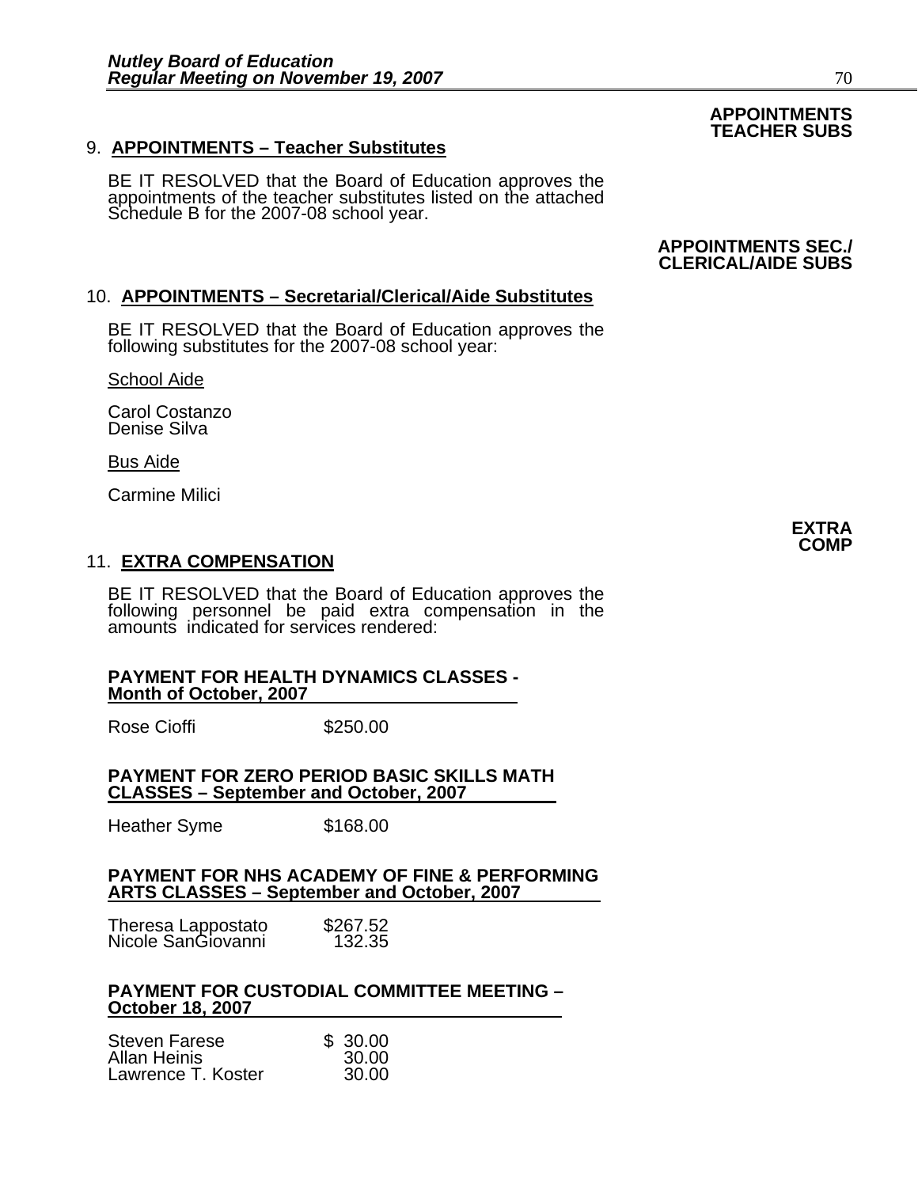**APPOINTMENTS TEACHER SUBS**

## 9. APPOINTMENTS – Teacher Substitutes

BE IT RESOLVED that the Board of Education approves the appointments of the teacher substitutes listed on the attached Schedule B for the 2007-08 school year.

**APPOINTMENTS SEC./ CLERICAL/AIDE SUBS**

## 10. APPOINTMENTS – Secretarial/Clerical/Aide Substitutes

BE IT RESOLVED that the Board of Education approves the following substitutes for the 2007-08 school year:

School Aide

Carol Costanzo
Denise Silva

Bus Aide

Carmine Milici

**EXTRA COMP**

## 11. EXTRA COMPENSATION

BE IT RESOLVED that the Board of Education approves the following personnel be paid extra compensation in the amounts indicated for services rendered:

**PAYMENT FOR HEALTH DYNAMICS CLASSES - Month of October, 2007**

| | |
|---|---|
| Rose Cioffi | $250.00 |

**PAYMENT FOR ZERO PERIOD BASIC SKILLS MATH CLASSES – September and October, 2007**

| | |
|---|---|
| Heather Syme | $168.00 |

**PAYMENT FOR NHS ACADEMY OF FINE & PERFORMING ARTS CLASSES – September and October, 2007**

| | |
|---|---|
| Theresa Lappostato | $267.52 |
| Nicole SanGiovanni | 132.35 |

**PAYMENT FOR CUSTODIAL COMMITTEE MEETING – October 18, 2007**

| | |
|---|---|
| Steven Farese | $ 30.00 |
| Allan Heinis | 30.00 |
| Lawrence T. Koster | 30.00 |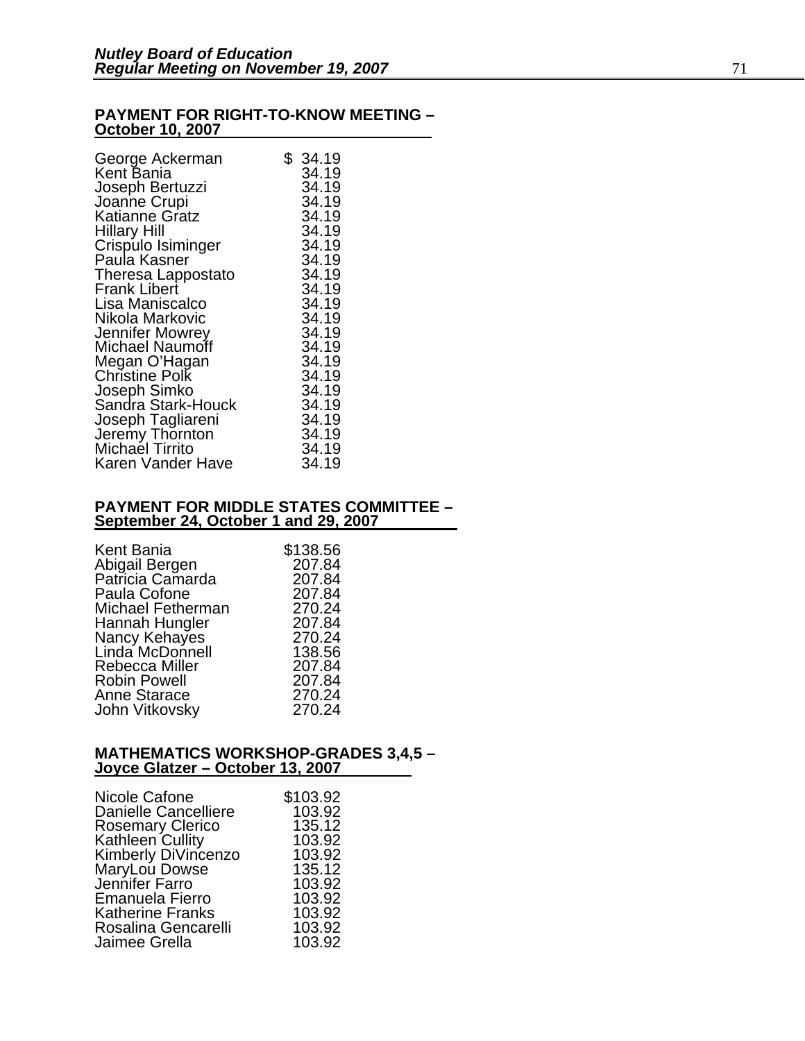**PAYMENT FOR RIGHT-TO-KNOW MEETING – October 10, 2007**

| | |
|---|---|
| George Ackerman | $ 34.19 |
| Kent Bania | 34.19 |
| Joseph Bertuzzi | 34.19 |
| Joanne Crupi | 34.19 |
| Katianne Gratz | 34.19 |
| Hillary Hill | 34.19 |
| Crispulo Isiminger | 34.19 |
| Paula Kasner | 34.19 |
| Theresa Lappostato | 34.19 |
| Frank Libert | 34.19 |
| Lisa Maniscalco | 34.19 |
| Nikola Markovic | 34.19 |
| Jennifer Mowrey | 34.19 |
| Michael Naumoff | 34.19 |
| Megan O'Hagan | 34.19 |
| Christine Polk | 34.19 |
| Joseph Simko | 34.19 |
| Sandra Stark-Houck | 34.19 |
| Joseph Tagliareni | 34.19 |
| Jeremy Thornton | 34.19 |
| Michael Tirrito | 34.19 |
| Karen Vander Have | 34.19 |

**PAYMENT FOR MIDDLE STATES COMMITTEE – September 24, October 1 and 29, 2007**

| | |
|---|---|
| Kent Bania | $138.56 |
| Abigail Bergen | 207.84 |
| Patricia Camarda | 207.84 |
| Paula Cofone | 207.84 |
| Michael Fetherman | 270.24 |
| Hannah Hungler | 207.84 |
| Nancy Kehayes | 270.24 |
| Linda McDonnell | 138.56 |
| Rebecca Miller | 207.84 |
| Robin Powell | 207.84 |
| Anne Starace | 270.24 |
| John Vitkovsky | 270.24 |

**MATHEMATICS WORKSHOP-GRADES 3,4,5 – Joyce Glatzer – October 13, 2007**

| | |
|---|---|
| Nicole Cafone | $103.92 |
| Danielle Cancelliere | 103.92 |
| Rosemary Clerico | 135.12 |
| Kathleen Cullity | 103.92 |
| Kimberly DiVincenzo | 103.92 |
| MaryLou Dowse | 135.12 |
| Jennifer Farro | 103.92 |
| Emanuela Fierro | 103.92 |
| Katherine Franks | 103.92 |
| Rosalina Gencarelli | 103.92 |
| Jaimee Grella | 103.92 |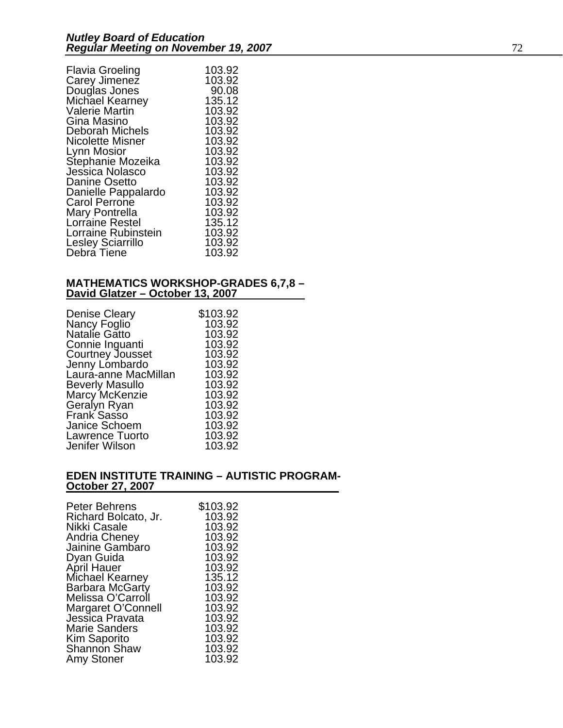| | |
|---|---|
| Flavia Groeling | 103.92 |
| Carey Jimenez | 103.92 |
| Douglas Jones | 90.08 |
| Michael Kearney | 135.12 |
| Valerie Martin | 103.92 |
| Gina Masino | 103.92 |
| Deborah Michels | 103.92 |
| Nicolette Misner | 103.92 |
| Lynn Mosior | 103.92 |
| Stephanie Mozeika | 103.92 |
| Jessica Nolasco | 103.92 |
| Danine Osetto | 103.92 |
| Danielle Pappalardo | 103.92 |
| Carol Perrone | 103.92 |
| Mary Pontrella | 103.92 |
| Lorraine Restel | 135.12 |
| Lorraine Rubinstein | 103.92 |
| Lesley Sciarrillo | 103.92 |
| Debra Tiene | 103.92 |

**MATHEMATICS WORKSHOP-GRADES 6,7,8 – David Glatzer – October 13, 2007**

| | |
|---|---|
| Denise Cleary | $103.92 |
| Nancy Foglio | 103.92 |
| Natalie Gatto | 103.92 |
| Connie Inguanti | 103.92 |
| Courtney Jousset | 103.92 |
| Jenny Lombardo | 103.92 |
| Laura-anne MacMillan | 103.92 |
| Beverly Masullo | 103.92 |
| Marcy McKenzie | 103.92 |
| Geralyn Ryan | 103.92 |
| Frank Sasso | 103.92 |
| Janice Schoem | 103.92 |
| Lawrence Tuorto | 103.92 |
| Jenifer Wilson | 103.92 |

**EDEN INSTITUTE TRAINING – AUTISTIC PROGRAM- October 27, 2007**

| | |
|---|---|
| Peter Behrens | $103.92 |
| Richard Bolcato, Jr. | 103.92 |
| Nikki Casale | 103.92 |
| Andria Cheney | 103.92 |
| Jainine Gambaro | 103.92 |
| Dyan Guida | 103.92 |
| April Hauer | 103.92 |
| Michael Kearney | 135.12 |
| Barbara McGarty | 103.92 |
| Melissa O'Carroll | 103.92 |
| Margaret O'Connell | 103.92 |
| Jessica Pravata | 103.92 |
| Marie Sanders | 103.92 |
| Kim Saporito | 103.92 |
| Shannon Shaw | 103.92 |
| Amy Stoner | 103.92 |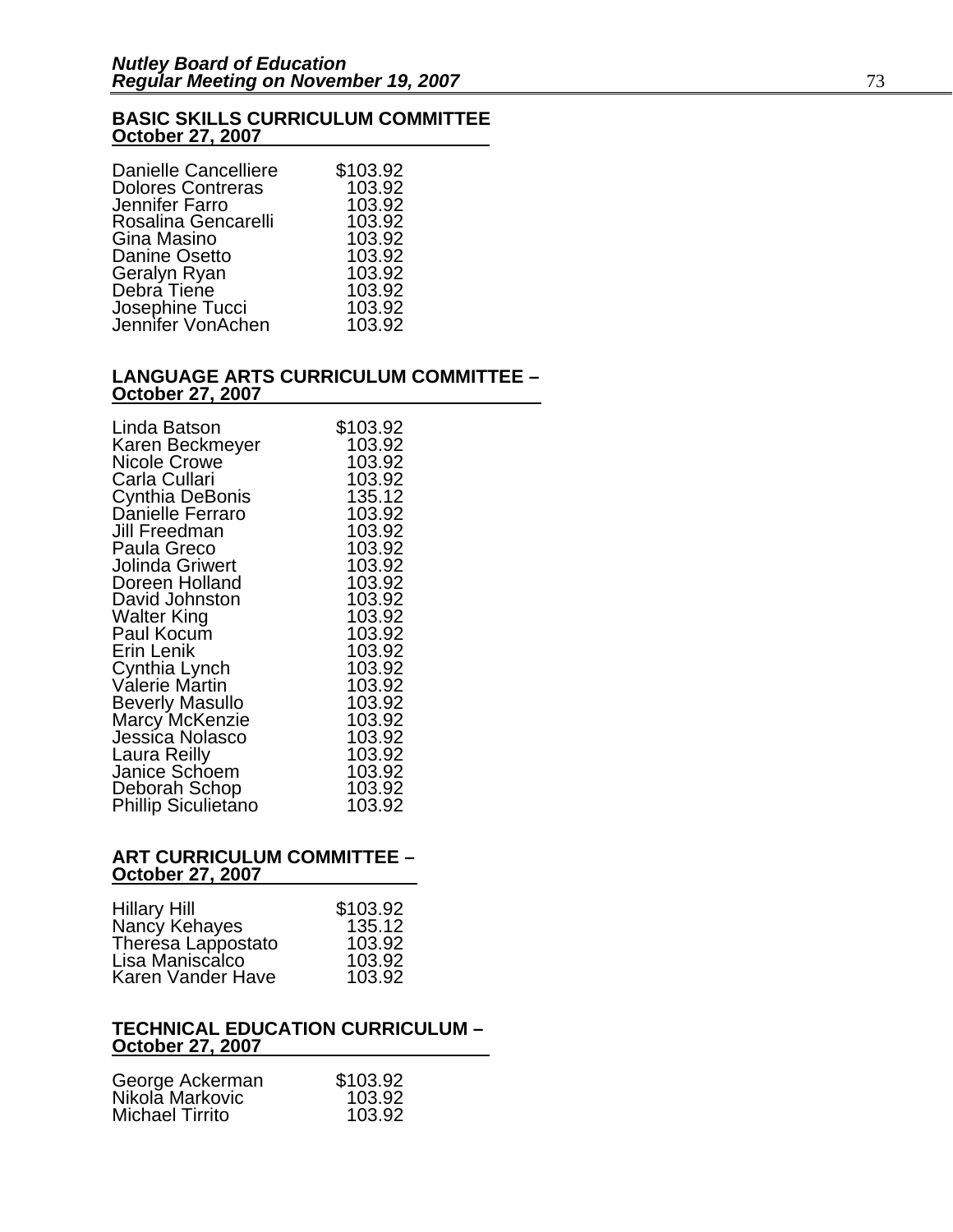**BASIC SKILLS CURRICULUM COMMITTEE**
**October 27, 2007**

| | |
|---|---|
| Danielle Cancelliere | $103.92 |
| Dolores Contreras | 103.92 |
| Jennifer Farro | 103.92 |
| Rosalina Gencarelli | 103.92 |
| Gina Masino | 103.92 |
| Danine Osetto | 103.92 |
| Geralyn Ryan | 103.92 |
| Debra Tiene | 103.92 |
| Josephine Tucci | 103.92 |
| Jennifer VonAchen | 103.92 |

**LANGUAGE ARTS CURRICULUM COMMITTEE –**
**October 27, 2007**

| | |
|---|---|
| Linda Batson | $103.92 |
| Karen Beckmeyer | 103.92 |
| Nicole Crowe | 103.92 |
| Carla Cullari | 103.92 |
| Cynthia DeBonis | 135.12 |
| Danielle Ferraro | 103.92 |
| Jill Freedman | 103.92 |
| Paula Greco | 103.92 |
| Jolinda Griwert | 103.92 |
| Doreen Holland | 103.92 |
| David Johnston | 103.92 |
| Walter King | 103.92 |
| Paul Kocum | 103.92 |
| Erin Lenik | 103.92 |
| Cynthia Lynch | 103.92 |
| Valerie Martin | 103.92 |
| Beverly Masullo | 103.92 |
| Marcy McKenzie | 103.92 |
| Jessica Nolasco | 103.92 |
| Laura Reilly | 103.92 |
| Janice Schoem | 103.92 |
| Deborah Schop | 103.92 |
| Phillip Siculietano | 103.92 |

**ART CURRICULUM COMMITTEE –**
**October 27, 2007**

| | |
|---|---|
| Hillary Hill | $103.92 |
| Nancy Kehayes | 135.12 |
| Theresa Lappostato | 103.92 |
| Lisa Maniscalco | 103.92 |
| Karen Vander Have | 103.92 |

**TECHNICAL EDUCATION CURRICULUM –**
**October 27, 2007**

| | |
|---|---|
| George Ackerman | $103.92 |
| Nikola Markovic | 103.92 |
| Michael Tirrito | 103.92 |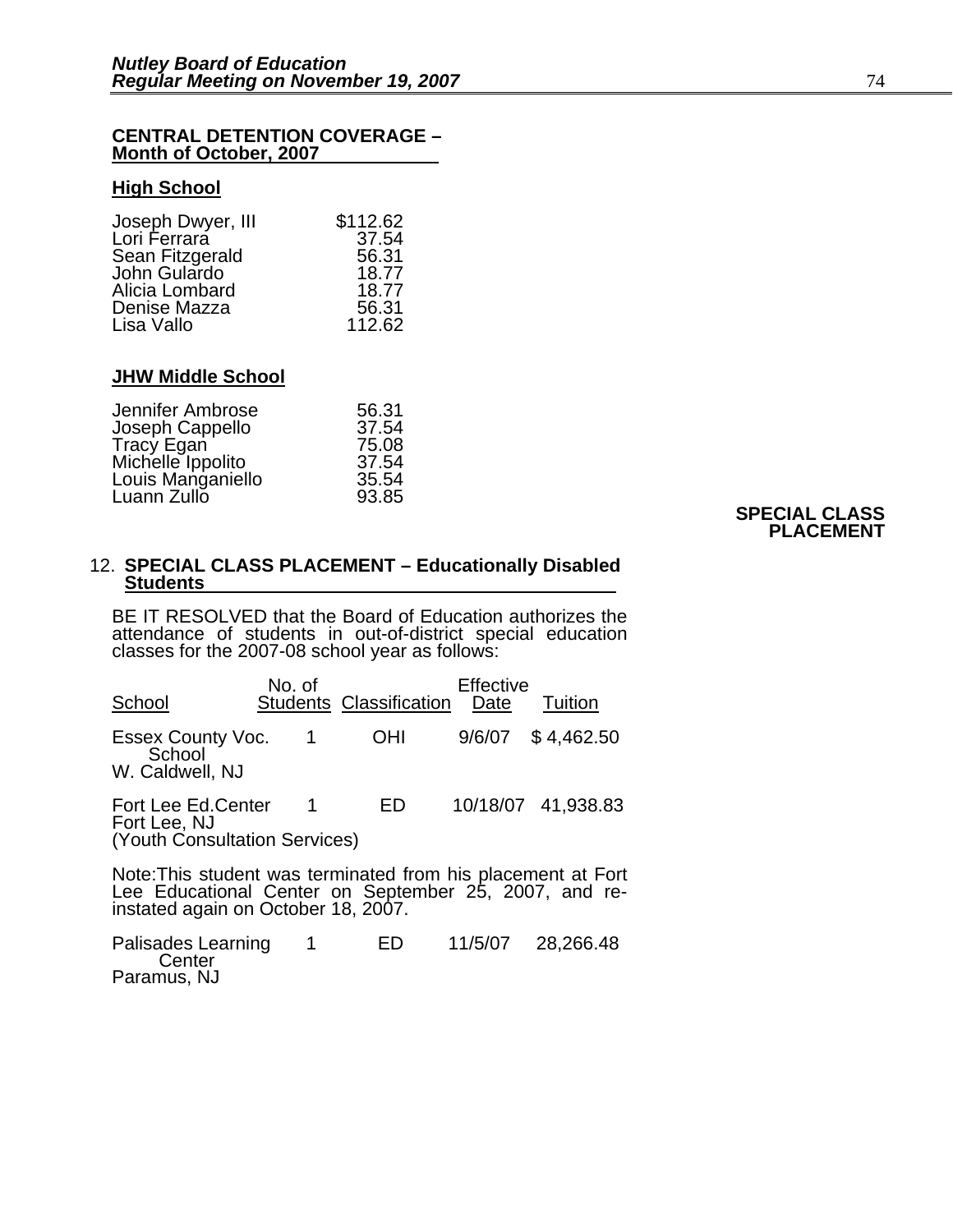**CENTRAL DETENTION COVERAGE – Month of October, 2007**

**High School**

| | |
|---|---|
| Joseph Dwyer, III | $112.62 |
| Lori Ferrara | 37.54 |
| Sean Fitzgerald | 56.31 |
| John Gulardo | 18.77 |
| Alicia Lombard | 18.77 |
| Denise Mazza | 56.31 |
| Lisa Vallo | 112.62 |

**JHW Middle School**

| | |
|---|---|
| Jennifer Ambrose | 56.31 |
| Joseph Cappello | 37.54 |
| Tracy Egan | 75.08 |
| Michelle Ippolito | 37.54 |
| Louis Manganiello | 35.54 |
| Luann Zullo | 93.85 |

**SPECIAL CLASS PLACEMENT**

12. **SPECIAL CLASS PLACEMENT – Educationally Disabled Students**

BE IT RESOLVED that the Board of Education authorizes the attendance of students in out-of-district special education classes for the 2007-08 school year as follows:

| School | No. of Students | Classification | Effective Date | Tuition |
|---|---|---|---|---|
| Essex County Voc. School W. Caldwell, NJ | 1 | OHI | 9/6/07 | $ 4,462.50 |
| Fort Lee Ed.Center Fort Lee, NJ (Youth Consultation Services) | 1 | ED | 10/18/07 | 41,938.83 |

Note:This student was terminated from his placement at Fort Lee Educational Center on September 25, 2007, and re-instated again on October 18, 2007.

| School | No. of Students | Classification | Effective Date | Tuition |
|---|---|---|---|---|
| Palisades Learning Center Paramus, NJ | 1 | ED | 11/5/07 | 28,266.48 |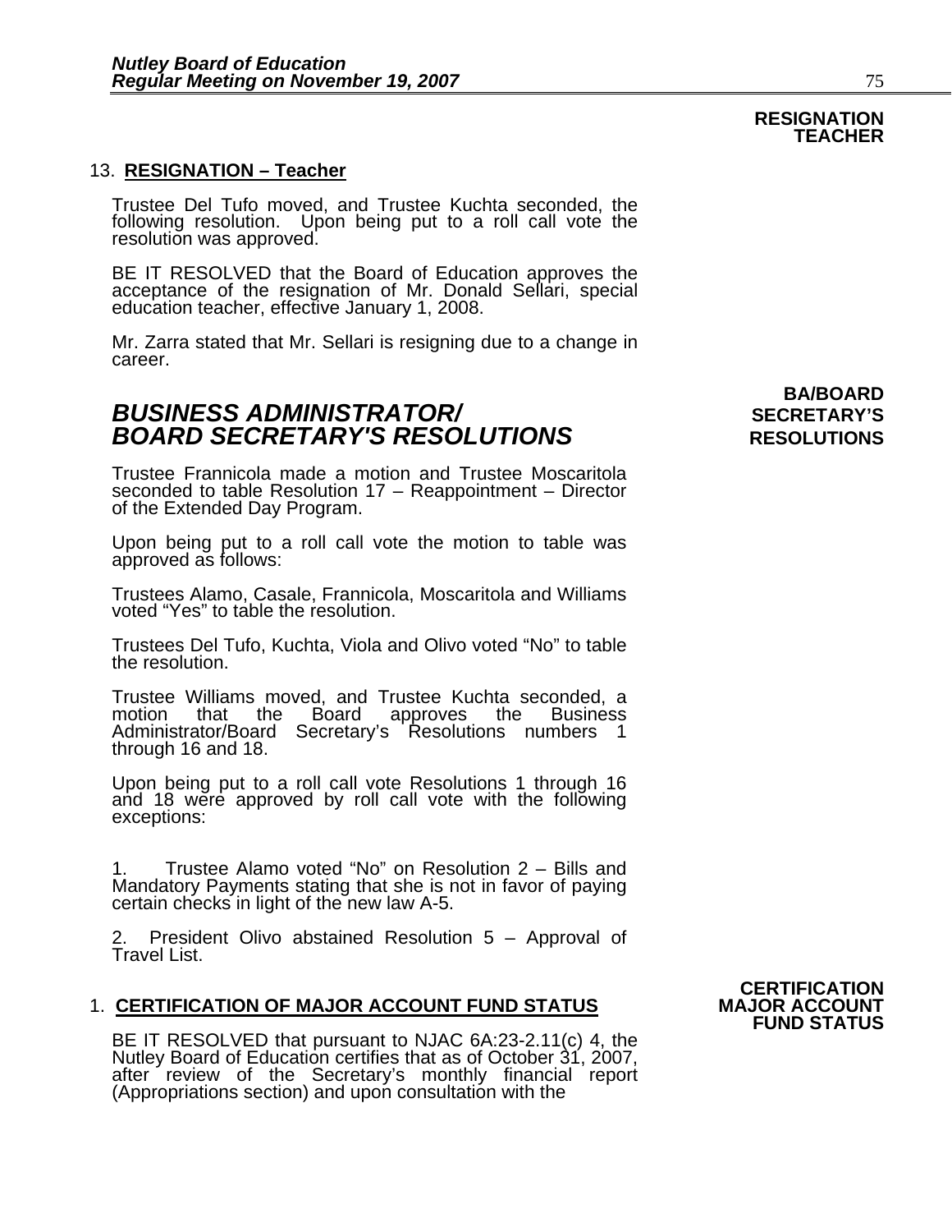**RESIGNATION TEACHER**

13. **RESIGNATION – Teacher**

Trustee Del Tufo moved, and Trustee Kuchta seconded, the following resolution. Upon being put to a roll call vote the resolution was approved.

BE IT RESOLVED that the Board of Education approves the acceptance of the resignation of Mr. Donald Sellari, special education teacher, effective January 1, 2008.

Mr. Zarra stated that Mr. Sellari is resigning due to a change in career.

**BA/BOARD SECRETARY'S RESOLUTIONS**

## *BUSINESS ADMINISTRATOR/ BOARD SECRETARY'S RESOLUTIONS*

Trustee Frannicola made a motion and Trustee Moscaritola seconded to table Resolution 17 – Reappointment – Director of the Extended Day Program.

Upon being put to a roll call vote the motion to table was approved as follows:

Trustees Alamo, Casale, Frannicola, Moscaritola and Williams voted "Yes" to table the resolution.

Trustees Del Tufo, Kuchta, Viola and Olivo voted "No" to table the resolution.

Trustee Williams moved, and Trustee Kuchta seconded, a motion that the Board approves the Business Administrator/Board Secretary's Resolutions numbers 1 through 16 and 18.

Upon being put to a roll call vote Resolutions 1 through 16 and 18 were approved by roll call vote with the following exceptions:

1. Trustee Alamo voted "No" on Resolution 2 – Bills and Mandatory Payments stating that she is not in favor of paying certain checks in light of the new law A-5.

2. President Olivo abstained Resolution 5 – Approval of Travel List.

**CERTIFICATION MAJOR ACCOUNT FUND STATUS**

1. **CERTIFICATION OF MAJOR ACCOUNT FUND STATUS**

BE IT RESOLVED that pursuant to NJAC 6A:23-2.11(c) 4, the Nutley Board of Education certifies that as of October 31, 2007, after review of the Secretary's monthly financial report (Appropriations section) and upon consultation with the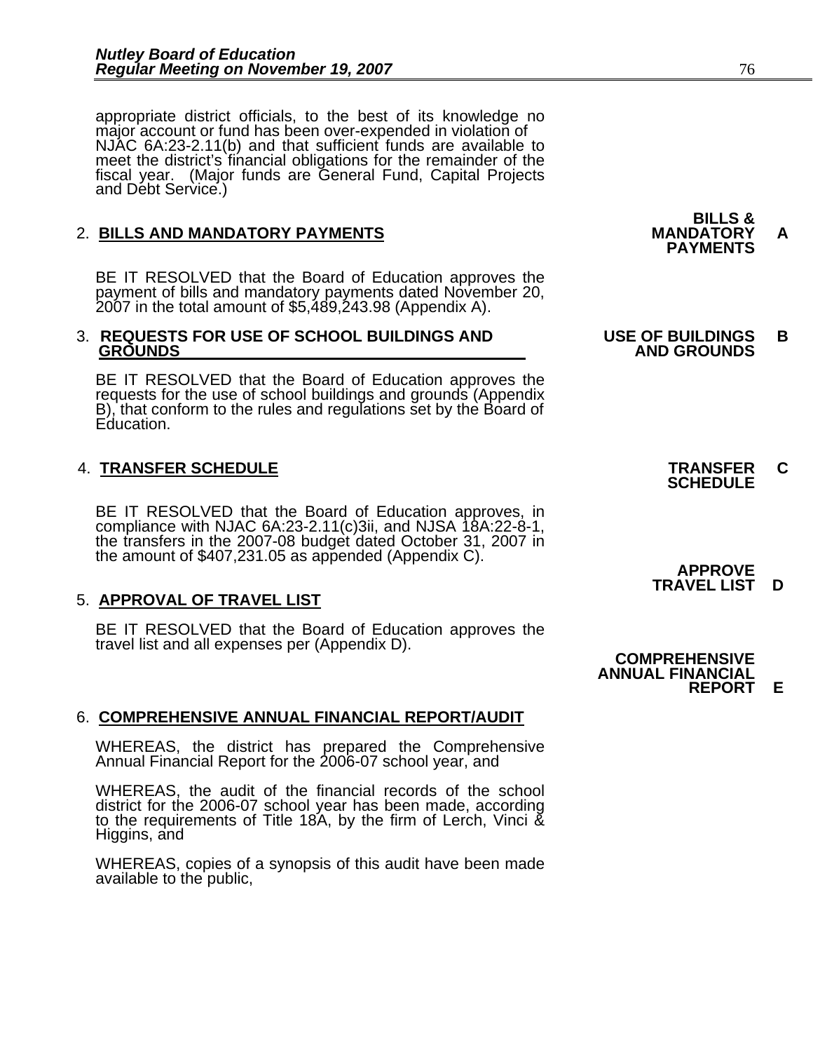appropriate district officials, to the best of its knowledge no major account or fund has been over-expended in violation of NJAC 6A:23-2.11(b) and that sufficient funds are available to meet the district's financial obligations for the remainder of the fiscal year. (Major funds are General Fund, Capital Projects and Debt Service.)

**BILLS & MANDATORY PAYMENTS A**

2. **BILLS AND MANDATORY PAYMENTS**

BE IT RESOLVED that the Board of Education approves the payment of bills and mandatory payments dated November 20, 2007 in the total amount of $5,489,243.98 (Appendix A).

**USE OF BUILDINGS AND GROUNDS B**

3. **REQUESTS FOR USE OF SCHOOL BUILDINGS AND GROUNDS**

BE IT RESOLVED that the Board of Education approves the requests for the use of school buildings and grounds (Appendix B), that conform to the rules and regulations set by the Board of Education.

**TRANSFER SCHEDULE C**

4. **TRANSFER SCHEDULE**

BE IT RESOLVED that the Board of Education approves, in compliance with NJAC 6A:23-2.11(c)3ii, and NJSA 18A:22-8-1, the transfers in the 2007-08 budget dated October 31, 2007 in the amount of $407,231.05 as appended (Appendix C).

**APPROVE TRAVEL LIST D**

5. **APPROVAL OF TRAVEL LIST**

BE IT RESOLVED that the Board of Education approves the travel list and all expenses per (Appendix D).

**COMPREHENSIVE ANNUAL FINANCIAL REPORT E**

6. **COMPREHENSIVE ANNUAL FINANCIAL REPORT/AUDIT**

WHEREAS, the district has prepared the Comprehensive Annual Financial Report for the 2006-07 school year, and

WHEREAS, the audit of the financial records of the school district for the 2006-07 school year has been made, according to the requirements of Title 18A, by the firm of Lerch, Vinci & Higgins, and

WHEREAS, copies of a synopsis of this audit have been made available to the public,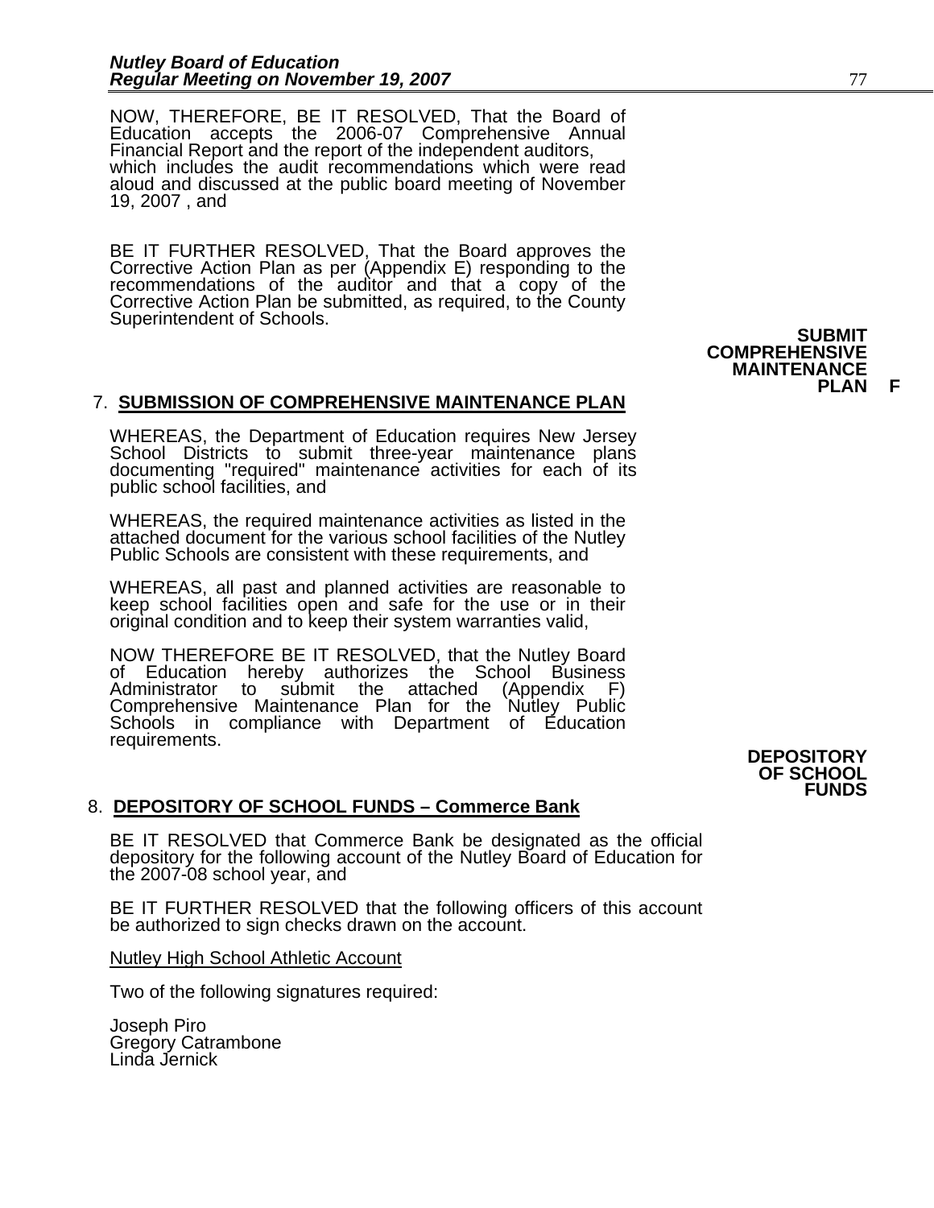NOW, THEREFORE, BE IT RESOLVED, That the Board of Education accepts the 2006-07 Comprehensive Annual Financial Report and the report of the independent auditors, which includes the audit recommendations which were read aloud and discussed at the public board meeting of November 19, 2007 , and

BE IT FURTHER RESOLVED, That the Board approves the Corrective Action Plan as per (Appendix E) responding to the recommendations of the auditor and that a copy of the Corrective Action Plan be submitted, as required, to the County Superintendent of Schools.

**SUBMIT COMPREHENSIVE MAINTENANCE PLAN F**

7. **SUBMISSION OF COMPREHENSIVE MAINTENANCE PLAN**

WHEREAS, the Department of Education requires New Jersey School Districts to submit three-year maintenance plans documenting "required" maintenance activities for each of its public school facilities, and

WHEREAS, the required maintenance activities as listed in the attached document for the various school facilities of the Nutley Public Schools are consistent with these requirements, and

WHEREAS, all past and planned activities are reasonable to keep school facilities open and safe for the use or in their original condition and to keep their system warranties valid,

NOW THEREFORE BE IT RESOLVED, that the Nutley Board of Education hereby authorizes the School Business Administrator to submit the attached (Appendix F) Comprehensive Maintenance Plan for the Nutley Public Schools in compliance with Department of Education requirements.

**DEPOSITORY OF SCHOOL FUNDS**

8. **DEPOSITORY OF SCHOOL FUNDS – Commerce Bank**

BE IT RESOLVED that Commerce Bank be designated as the official depository for the following account of the Nutley Board of Education for the 2007-08 school year, and

BE IT FURTHER RESOLVED that the following officers of this account be authorized to sign checks drawn on the account.

Nutley High School Athletic Account

Two of the following signatures required:

Joseph Piro
Gregory Catrambone
Linda Jernick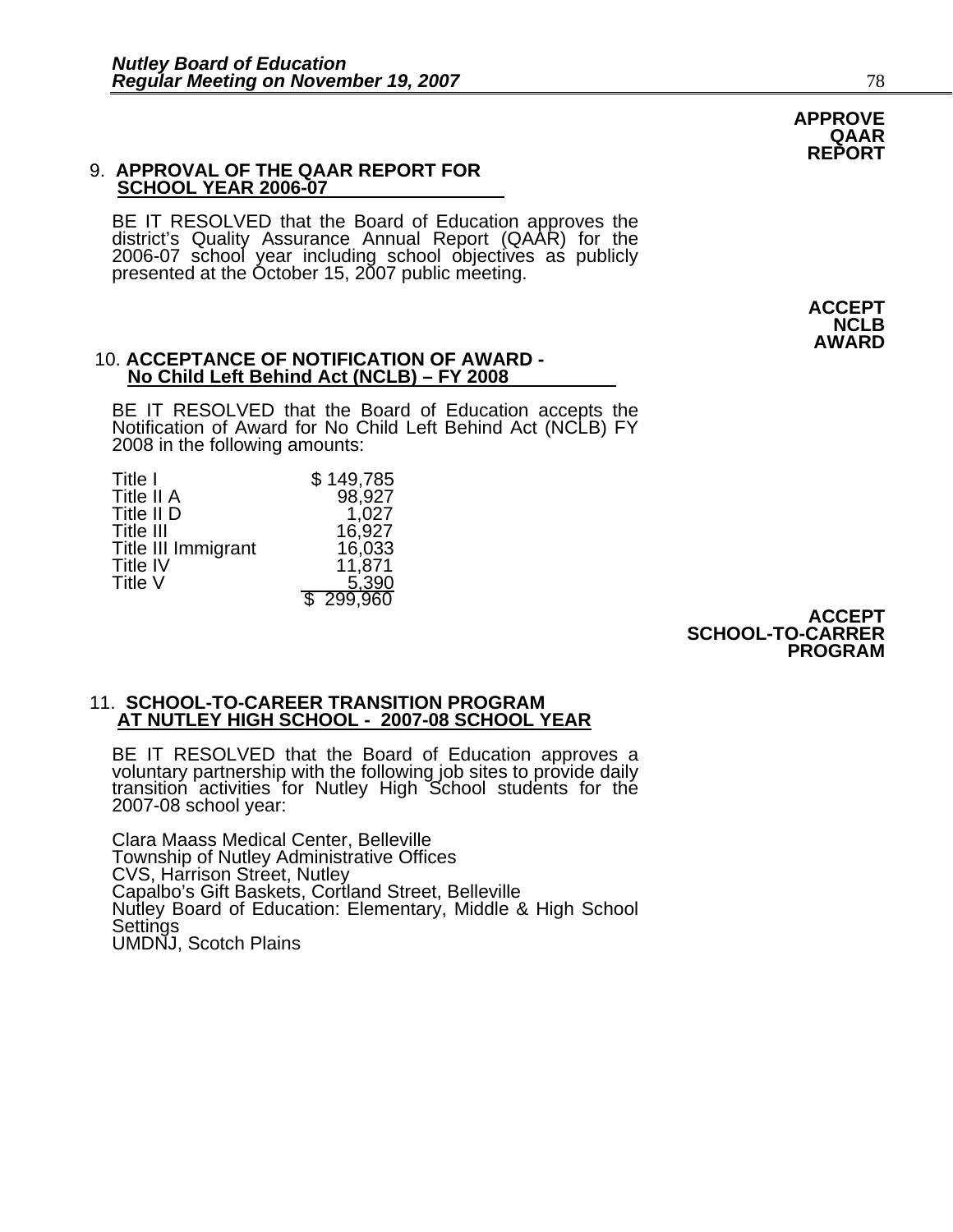**APPROVE QAAR REPORT**

9. **APPROVAL OF THE QAAR REPORT FOR SCHOOL YEAR 2006-07**

BE IT RESOLVED that the Board of Education approves the district's Quality Assurance Annual Report (QAAR) for the 2006-07 school year including school objectives as publicly presented at the October 15, 2007 public meeting.

**ACCEPT NCLB AWARD**

10. **ACCEPTANCE OF NOTIFICATION OF AWARD - No Child Left Behind Act (NCLB) – FY 2008**

BE IT RESOLVED that the Board of Education accepts the Notification of Award for No Child Left Behind Act (NCLB) FY 2008 in the following amounts:

| | |
|---|---|
| Title I | $ 149,785 |
| Title II A | 98,927 |
| Title II D | 1,027 |
| Title III | 16,927 |
| Title III Immigrant | 16,033 |
| Title IV | 11,871 |
| Title V | 5,390 |
| | $ 299,960 |

**ACCEPT SCHOOL-TO-CARRER PROGRAM**

11. **SCHOOL-TO-CAREER TRANSITION PROGRAM AT NUTLEY HIGH SCHOOL - 2007-08 SCHOOL YEAR**

BE IT RESOLVED that the Board of Education approves a voluntary partnership with the following job sites to provide daily transition activities for Nutley High School students for the 2007-08 school year:

Clara Maass Medical Center, Belleville
Township of Nutley Administrative Offices
CVS, Harrison Street, Nutley
Capalbo's Gift Baskets, Cortland Street, Belleville
Nutley Board of Education: Elementary, Middle & High School Settings
UMDNJ, Scotch Plains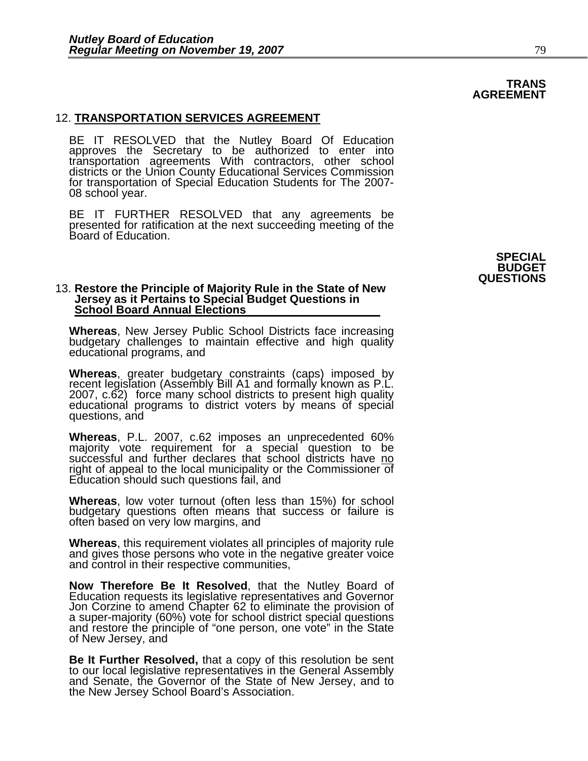**TRANS AGREEMENT**

12. **TRANSPORTATION SERVICES AGREEMENT**

BE IT RESOLVED that the Nutley Board Of Education approves the Secretary to be authorized to enter into transportation agreements With contractors, other school districts or the Union County Educational Services Commission for transportation of Special Education Students for The 2007-08 school year.

BE IT FURTHER RESOLVED that any agreements be presented for ratification at the next succeeding meeting of the Board of Education.

**SPECIAL BUDGET QUESTIONS**

13. **Restore the Principle of Majority Rule in the State of New Jersey as it Pertains to Special Budget Questions in School Board Annual Elections**

**Whereas**, New Jersey Public School Districts face increasing budgetary challenges to maintain effective and high quality educational programs, and

**Whereas**, greater budgetary constraints (caps) imposed by recent legislation (Assembly Bill A1 and formally known as P.L. 2007, c.62) force many school districts to present high quality educational programs to district voters by means of special questions, and

**Whereas**, P.L. 2007, c.62 imposes an unprecedented 60% majority vote requirement for a special question to be successful and further declares that school districts have no right of appeal to the local municipality or the Commissioner of Education should such questions fail, and

**Whereas**, low voter turnout (often less than 15%) for school budgetary questions often means that success or failure is often based on very low margins, and

**Whereas**, this requirement violates all principles of majority rule and gives those persons who vote in the negative greater voice and control in their respective communities,

**Now Therefore Be It Resolved**, that the Nutley Board of Education requests its legislative representatives and Governor Jon Corzine to amend Chapter 62 to eliminate the provision of a super-majority (60%) vote for school district special questions and restore the principle of "one person, one vote" in the State of New Jersey, and

**Be It Further Resolved,** that a copy of this resolution be sent to our local legislative representatives in the General Assembly and Senate, the Governor of the State of New Jersey, and to the New Jersey School Board's Association.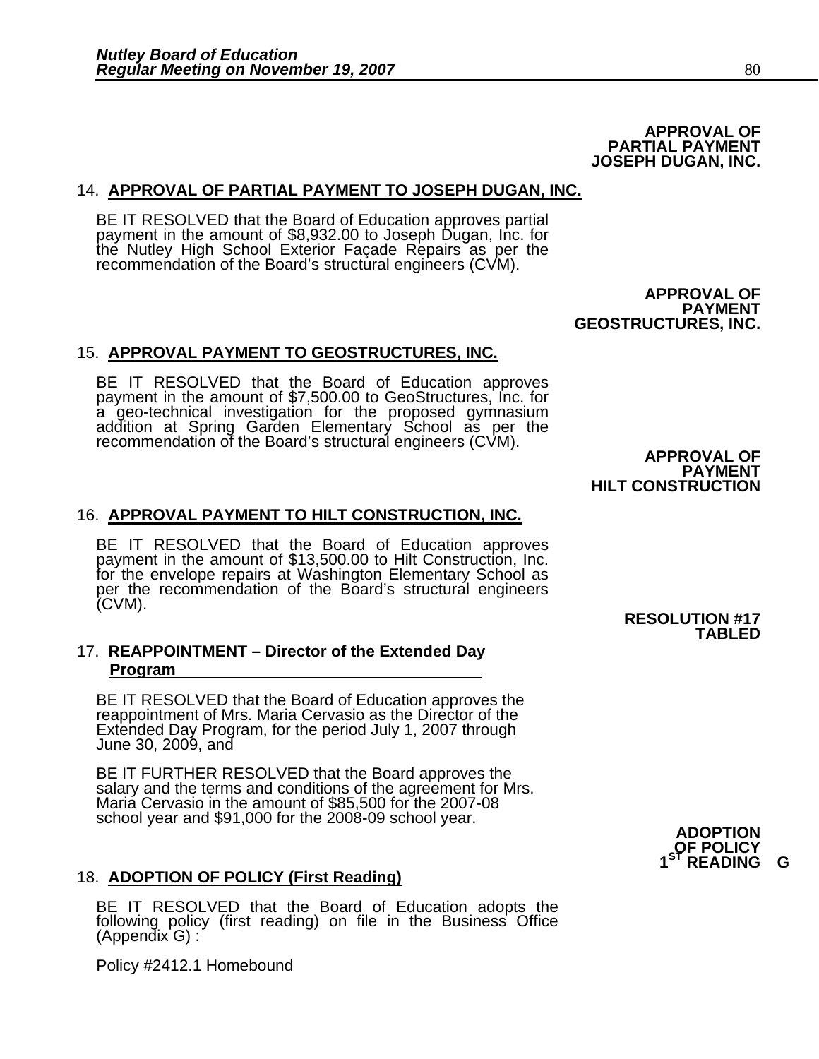**APPROVAL OF PARTIAL PAYMENT JOSEPH DUGAN, INC.**

14. **APPROVAL OF PARTIAL PAYMENT TO JOSEPH DUGAN, INC.**

BE IT RESOLVED that the Board of Education approves partial payment in the amount of $8,932.00 to Joseph Dugan, Inc. for the Nutley High School Exterior Façade Repairs as per the recommendation of the Board's structural engineers (CVM).

**APPROVAL OF PAYMENT GEOSTRUCTURES, INC.**

15. **APPROVAL PAYMENT TO GEOSTRUCTURES, INC.**

BE IT RESOLVED that the Board of Education approves payment in the amount of $7,500.00 to GeoStructures, Inc. for a geo-technical investigation for the proposed gymnasium addition at Spring Garden Elementary School as per the recommendation of the Board's structural engineers (CVM).

**APPROVAL OF PAYMENT HILT CONSTRUCTION**

16. **APPROVAL PAYMENT TO HILT CONSTRUCTION, INC.**

BE IT RESOLVED that the Board of Education approves payment in the amount of $13,500.00 to Hilt Construction, Inc. for the envelope repairs at Washington Elementary School as per the recommendation of the Board's structural engineers (CVM).

**RESOLUTION #17 TABLED**

17. **REAPPOINTMENT – Director of the Extended Day Program**

BE IT RESOLVED that the Board of Education approves the reappointment of Mrs. Maria Cervasio as the Director of the Extended Day Program, for the period July 1, 2007 through June 30, 2009, and

BE IT FURTHER RESOLVED that the Board approves the salary and the terms and conditions of the agreement for Mrs. Maria Cervasio in the amount of $85,500 for the 2007-08 school year and $91,000 for the 2008-09 school year.

**ADOPTION OF POLICY 1ST READING G**

18. **ADOPTION OF POLICY (First Reading)**

BE IT RESOLVED that the Board of Education adopts the following policy (first reading) on file in the Business Office (Appendix G) :

Policy #2412.1 Homebound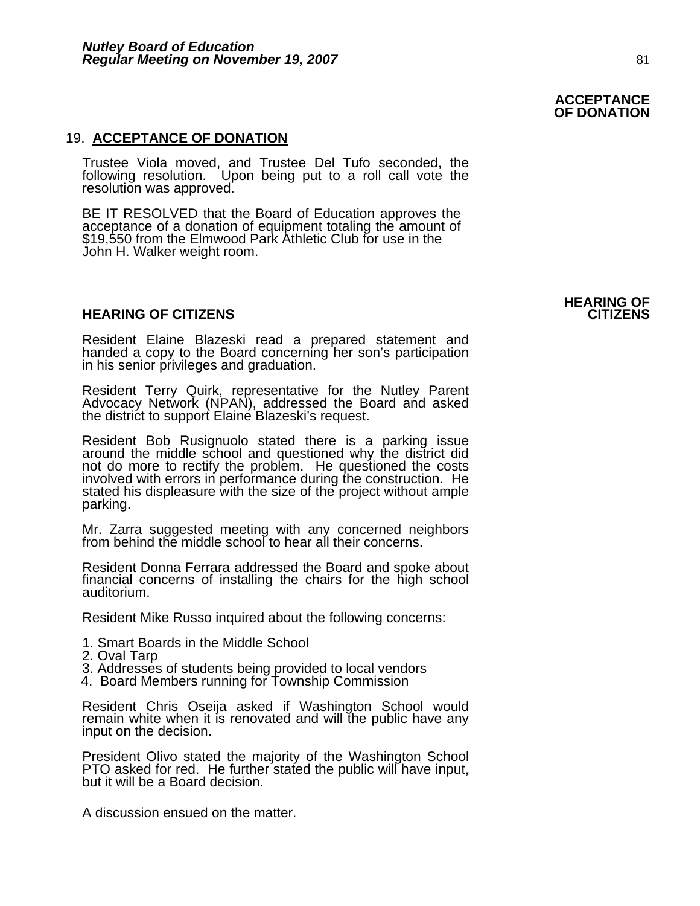## 19. ACCEPTANCE OF DONATION

**ACCEPTANCE OF DONATION**

Trustee Viola moved, and Trustee Del Tufo seconded, the following resolution. Upon being put to a roll call vote the resolution was approved.

BE IT RESOLVED that the Board of Education approves the acceptance of a donation of equipment totaling the amount of $19,550 from the Elmwood Park Athletic Club for use in the John H. Walker weight room.

## HEARING OF CITIZENS

**HEARING OF CITIZENS**

Resident Elaine Blazeski read a prepared statement and handed a copy to the Board concerning her son's participation in his senior privileges and graduation.

Resident Terry Quirk, representative for the Nutley Parent Advocacy Network (NPAN), addressed the Board and asked the district to support Elaine Blazeski's request.

Resident Bob Rusignuolo stated there is a parking issue around the middle school and questioned why the district did not do more to rectify the problem. He questioned the costs involved with errors in performance during the construction. He stated his displeasure with the size of the project without ample parking.

Mr. Zarra suggested meeting with any concerned neighbors from behind the middle school to hear all their concerns.

Resident Donna Ferrara addressed the Board and spoke about financial concerns of installing the chairs for the high school auditorium.

Resident Mike Russo inquired about the following concerns:

1. Smart Boards in the Middle School
2. Oval Tarp
3. Addresses of students being provided to local vendors
4. Board Members running for Township Commission

Resident Chris Oseija asked if Washington School would remain white when it is renovated and will the public have any input on the decision.

President Olivo stated the majority of the Washington School PTO asked for red. He further stated the public will have input, but it will be a Board decision.

A discussion ensued on the matter.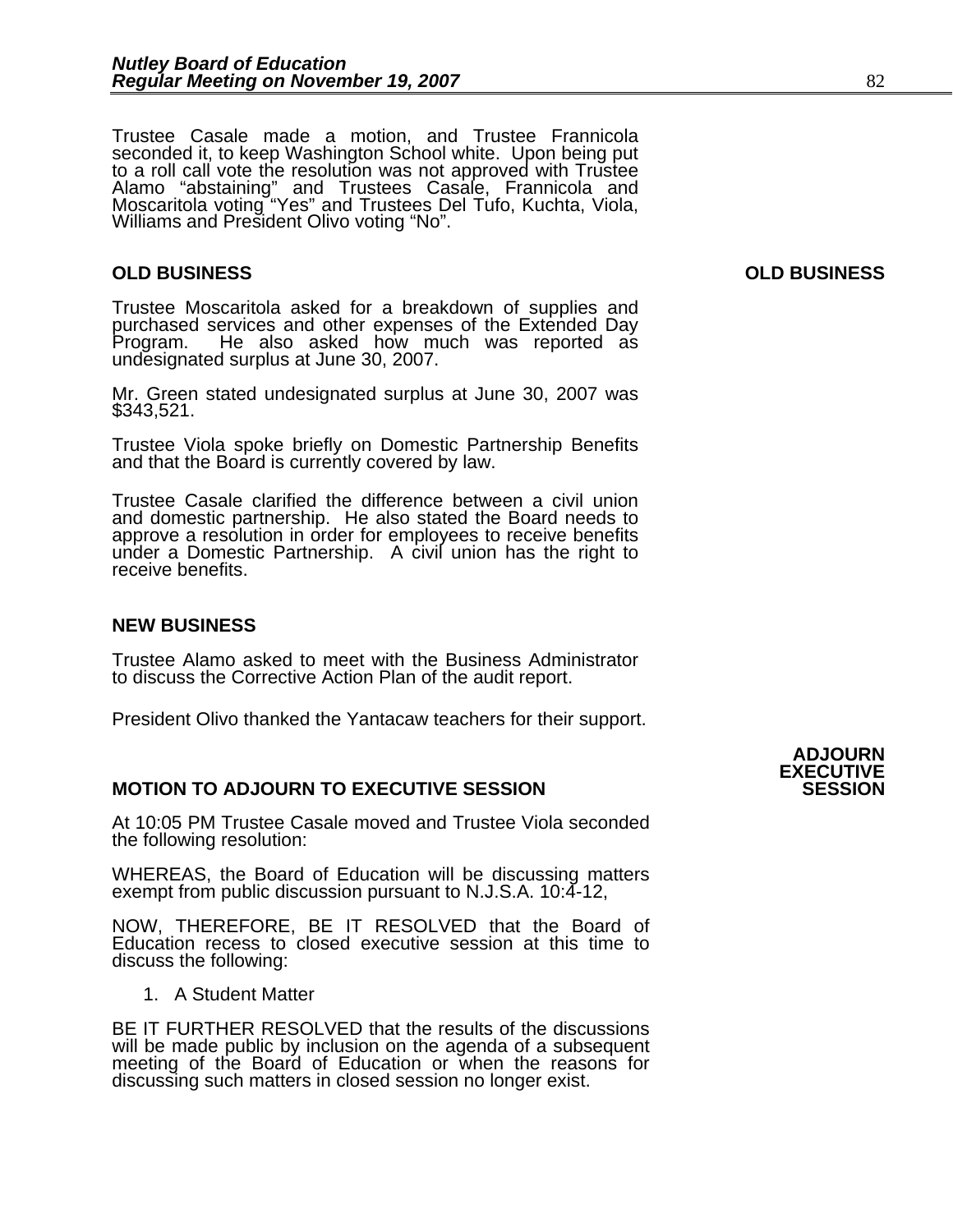Trustee Casale made a motion, and Trustee Frannicola seconded it, to keep Washington School white. Upon being put to a roll call vote the resolution was not approved with Trustee Alamo "abstaining" and Trustees Casale, Frannicola and Moscaritola voting "Yes" and Trustees Del Tufo, Kuchta, Viola, Williams and President Olivo voting "No".

## OLD BUSINESS

**OLD BUSINESS**

Trustee Moscaritola asked for a breakdown of supplies and purchased services and other expenses of the Extended Day Program. He also asked how much was reported as undesignated surplus at June 30, 2007.

Mr. Green stated undesignated surplus at June 30, 2007 was $343,521.

Trustee Viola spoke briefly on Domestic Partnership Benefits and that the Board is currently covered by law.

Trustee Casale clarified the difference between a civil union and domestic partnership. He also stated the Board needs to approve a resolution in order for employees to receive benefits under a Domestic Partnership. A civil union has the right to receive benefits.

## NEW BUSINESS

Trustee Alamo asked to meet with the Business Administrator to discuss the Corrective Action Plan of the audit report.

President Olivo thanked the Yantacaw teachers for their support.

## MOTION TO ADJOURN TO EXECUTIVE SESSION

**ADJOURN EXECUTIVE SESSION**

At 10:05 PM Trustee Casale moved and Trustee Viola seconded the following resolution:

WHEREAS, the Board of Education will be discussing matters exempt from public discussion pursuant to N.J.S.A. 10:4-12,

NOW, THEREFORE, BE IT RESOLVED that the Board of Education recess to closed executive session at this time to discuss the following:

1. A Student Matter

BE IT FURTHER RESOLVED that the results of the discussions will be made public by inclusion on the agenda of a subsequent meeting of the Board of Education or when the reasons for discussing such matters in closed session no longer exist.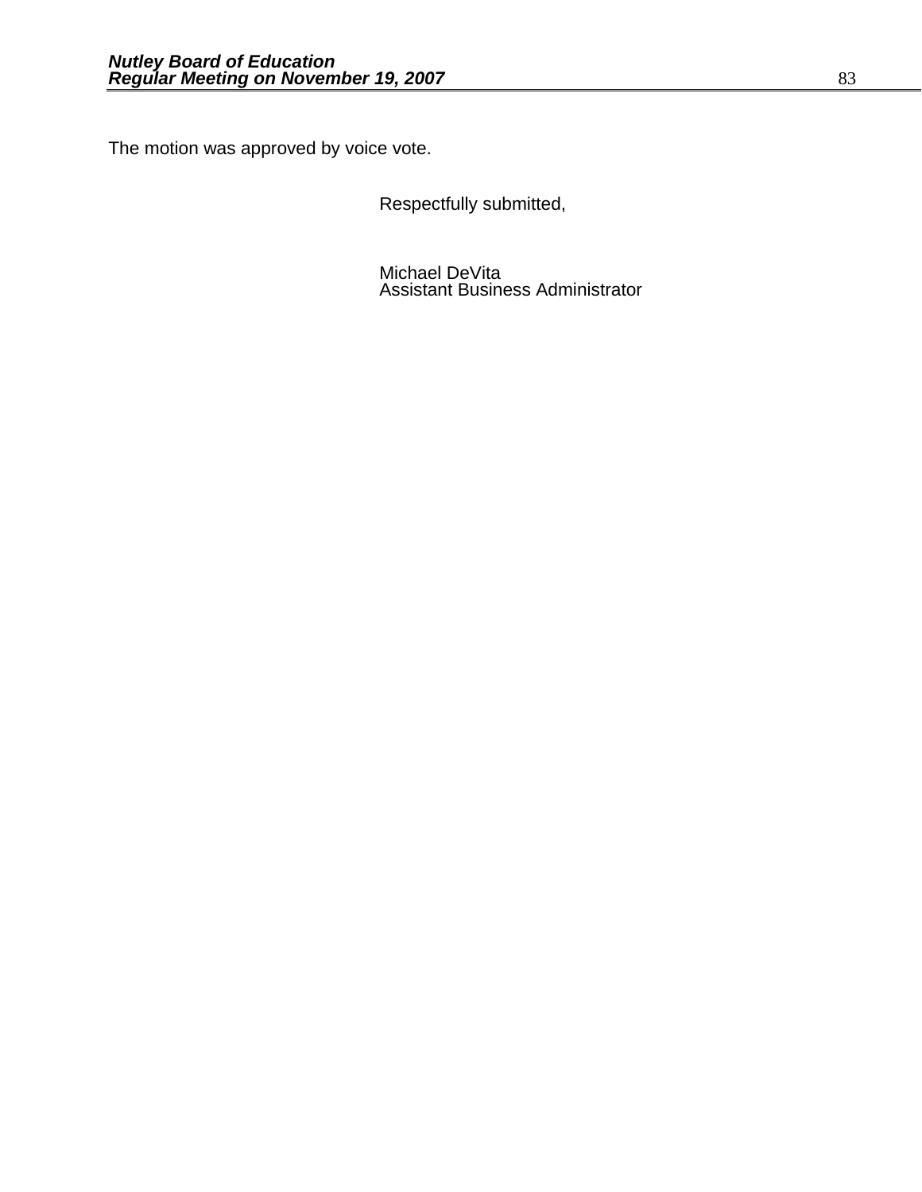The motion was approved by voice vote.

Respectfully submitted,

Michael DeVita
Assistant Business Administrator